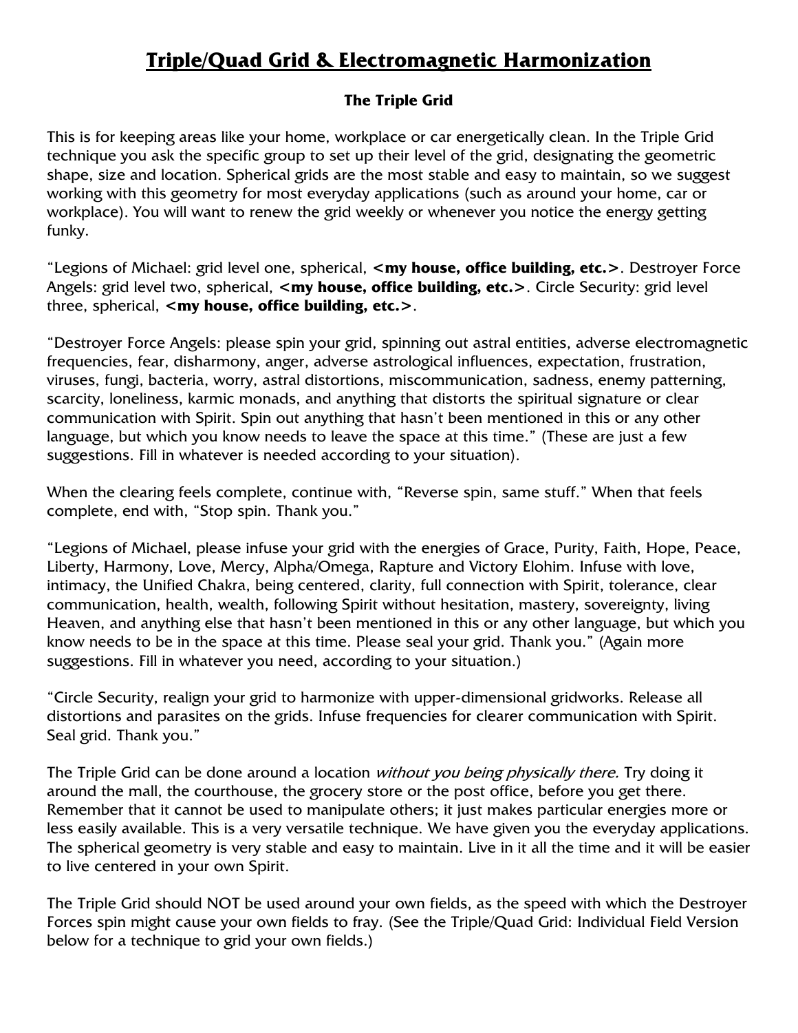# Triple/Quad Grid & Electromagnetic Harmonization

### The Triple Grid

This is for keeping areas like your home, workplace or car energetically clean. In the Triple Grid technique you ask the specific group to set up their level of the grid, designating the geometric shape, size and location. Spherical grids are the most stable and easy to maintain, so we suggest working with this geometry for most everyday applications (such as around your home, car or workplace). You will want to renew the grid weekly or whenever you notice the energy getting funky.

"Legions of Michael: grid level one, spherical, **<my house, office building, etc.>**. Destroyer Force Angels: grid level two, spherical, **<my house, office building, etc.>**. Circle Security: grid level three, spherical, **<my house, office building, etc.>**.

"Destroyer Force Angels: please spin your grid, spinning out astral entities, adverse electromagnetic frequencies, fear, disharmony, anger, adverse astrological influences, expectation, frustration, viruses, fungi, bacteria, worry, astral distortions, miscommunication, sadness, enemy patterning, scarcity, loneliness, karmic monads, and anything that distorts the spiritual signature or clear communication with Spirit. Spin out anything that hasn't been mentioned in this or any other language, but which you know needs to leave the space at this time." (These are just a few suggestions. Fill in whatever is needed according to your situation).

When the clearing feels complete, continue with, "Reverse spin, same stuff." When that feels complete, end with, "Stop spin. Thank you."

"Legions of Michael, please infuse your grid with the energies of Grace, Purity, Faith, Hope, Peace, Liberty, Harmony, Love, Mercy, Alpha/Omega, Rapture and Victory Elohim. Infuse with love, intimacy, the Unified Chakra, being centered, clarity, full connection with Spirit, tolerance, clear communication, health, wealth, following Spirit without hesitation, mastery, sovereignty, living Heaven, and anything else that hasn't been mentioned in this or any other language, but which you know needs to be in the space at this time. Please seal your grid. Thank you." (Again more suggestions. Fill in whatever you need, according to your situation.)

"Circle Security, realign your grid to harmonize with upper-dimensional gridworks. Release all distortions and parasites on the grids. Infuse frequencies for clearer communication with Spirit. Seal grid. Thank you."

The Triple Grid can be done around a location *without you being physically there.* Try doing it around the mall, the courthouse, the grocery store or the post office, before you get there. Remember that it cannot be used to manipulate others; it just makes particular energies more or less easily available. This is a very versatile technique. We have given you the everyday applications. The spherical geometry is very stable and easy to maintain. Live in it all the time and it will be easier to live centered in your own Spirit.

The Triple Grid should NOT be used around your own fields, as the speed with which the Destroyer Forces spin might cause your own fields to fray. (See the Triple/Quad Grid: Individual Field Version below for a technique to grid your own fields.)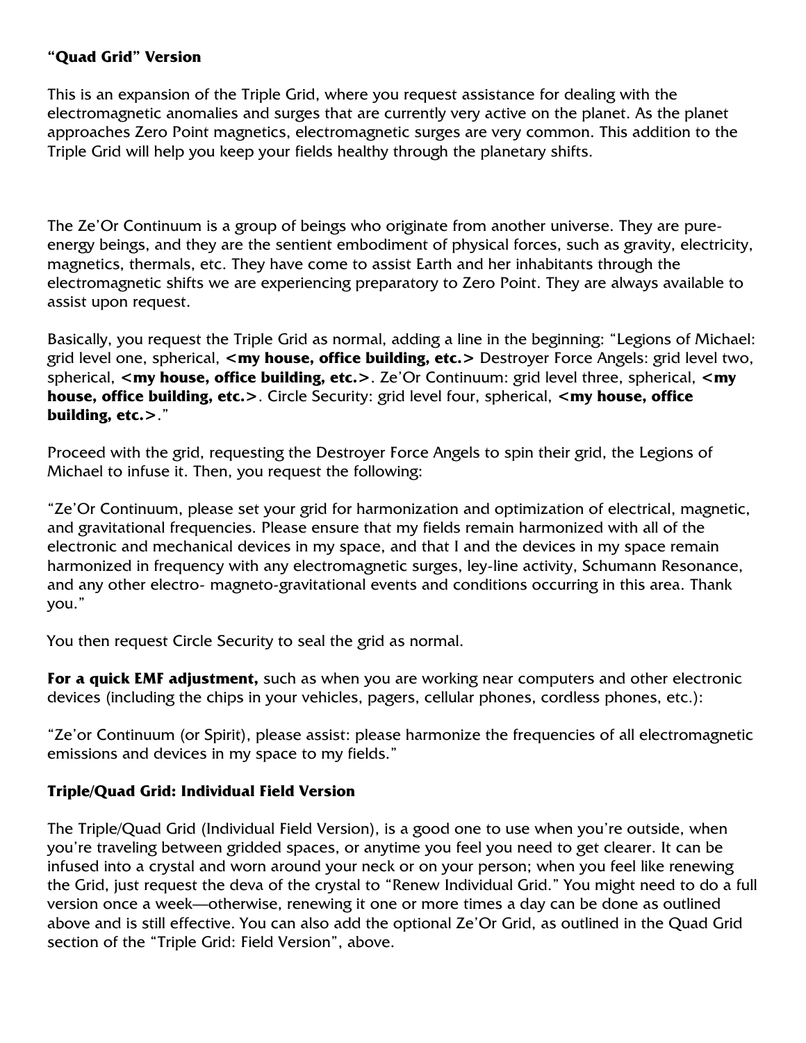### **"Quad Grid" Version**

This is an expansion of the Triple Grid, where you request assistance for dealing with the electromagnetic anomalies and surges that are currently very active on the planet. As the planet approaches Zero Point magnetics, electromagnetic surges are very common. This addition to the Triple Grid will help you keep your fields healthy through the planetary shifts.

The Ze'Or Continuum is a group of beings who originate from another universe. They are pure-energy beings, and they are the sentient embodiment of physical forces, such as gravity, electricity, magnetics, thermals, etc. They have come to assist Earth and her inhabitants through the electromagnetic shifts we are experiencing preparatory to Zero Point. They are always available to assist upon request.

Basically, you request the Triple Grid as normal, adding a line in the beginning: "Legions of Michael: grid level one, spherical, **<my house, office building, etc.>** Destroyer Force Angels: grid level two, spherical, **<my house, office building, etc.>**. Ze'Or Continuum: grid level three, spherical, **<my house, office building, etc.>**. Circle Security: grid level four, spherical, **<my house, office building, etc.>**."

Proceed with the grid, requesting the Destroyer Force Angels to spin their grid, the Legions of Michael to infuse it. Then, you request the following:

"Ze'Or Continuum, please set your grid for harmonization and optimization of electrical, magnetic, and gravitational frequencies. Please ensure that my fields remain harmonized with all of the electronic and mechanical devices in my space, and that I and the devices in my space remain harmonized in frequency with any electromagnetic surges, ley-line activity, Schumann Resonance, and any other electro- magneto-gravitational events and conditions occurring in this area. Thank you."

You then request Circle Security to seal the grid as normal.

**For a quick EMF adjustment,** such as when you are working near computers and other electronic devices (including the chips in your vehicles, pagers, cellular phones, cordless phones, etc.):

"Ze'or Continuum (or Spirit), please assist: please harmonize the frequencies of all electromagnetic emissions and devices in my space to my fields."

### **Triple/Quad Grid: Individual Field Version**

The Triple/Quad Grid (Individual Field Version), is a good one to use when you're outside, when you're traveling between gridded spaces, or anytime you feel you need to get clearer. It can be infused into a crystal and worn around your neck or on your person; when you feel like renewing the Grid, just request the deva of the crystal to "Renew Individual Grid." You might need to do a full version once a week—otherwise, renewing it one or more times a day can be done as outlined above and is still effective. You can also add the optional Ze'Or Grid, as outlined in the Quad Grid section of the "Triple Grid: Field Version", above.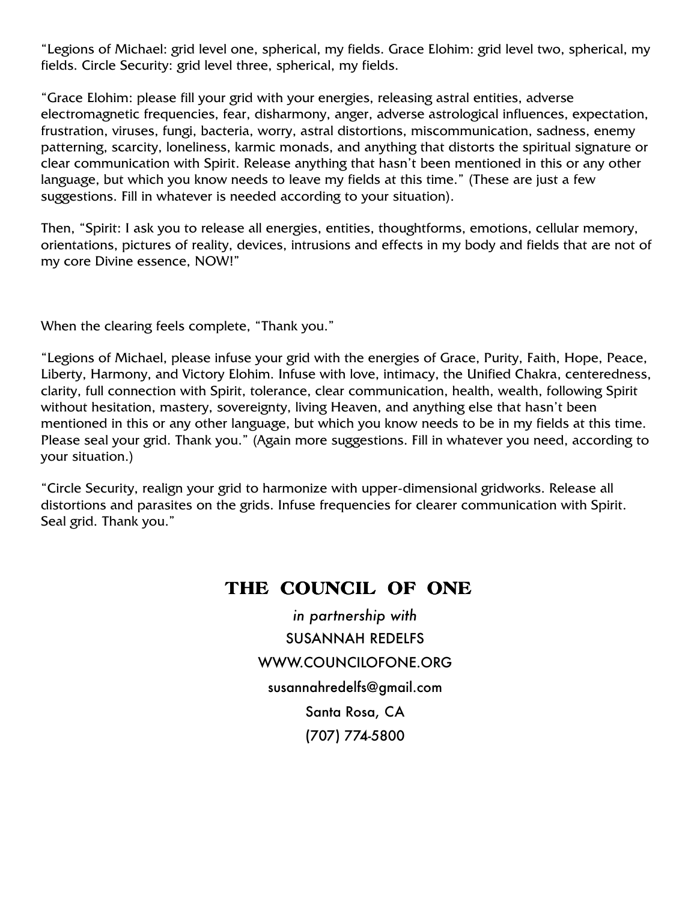"Legions of Michael: grid level one, spherical, my fields. Grace Elohim: grid level two, spherical, my fields. Circle Security: grid level three, spherical, my fields.

"Grace Elohim: please fill your grid with your energies, releasing astral entities, adverse electromagnetic frequencies, fear, disharmony, anger, adverse astrological influences, expectation, frustration, viruses, fungi, bacteria, worry, astral distortions, miscommunication, sadness, enemy patterning, scarcity, loneliness, karmic monads, and anything that distorts the spiritual signature or clear communication with Spirit. Release anything that hasn't been mentioned in this or any other language, but which you know needs to leave my fields at this time." (These are just a few suggestions. Fill in whatever is needed according to your situation).

Then, "Spirit: I ask you to release all energies, entities, thoughtforms, emotions, cellular memory, orientations, pictures of reality, devices, intrusions and effects in my body and fields that are not of my core Divine essence, NOW!"

When the clearing feels complete, "Thank you."

"Legions of Michael, please infuse your grid with the energies of Grace, Purity, Faith, Hope, Peace, Liberty, Harmony, and Victory Elohim. Infuse with love, intimacy, the Unified Chakra, centeredness, clarity, full connection with Spirit, tolerance, clear communication, health, wealth, following Spirit without hesitation, mastery, sovereignty, living Heaven, and anything else that hasn't been mentioned in this or any other language, but which you know needs to be in my fields at this time. Please seal your grid. Thank you." (Again more suggestions. Fill in whatever you need, according to your situation.)

"Circle Security, realign your grid to harmonize with upper-dimensional gridworks. Release all distortions and parasites on the grids. Infuse frequencies for clearer communication with Spirit. Seal grid. Thank you."

## THE COUNCIL OF ONE

*in partnership with*

SUSANNAH REDELFS

WWW.COUNCILOFONE.ORG

susannahredelfs@gmail.com

Santa Rosa, CA

(707) 774-5800